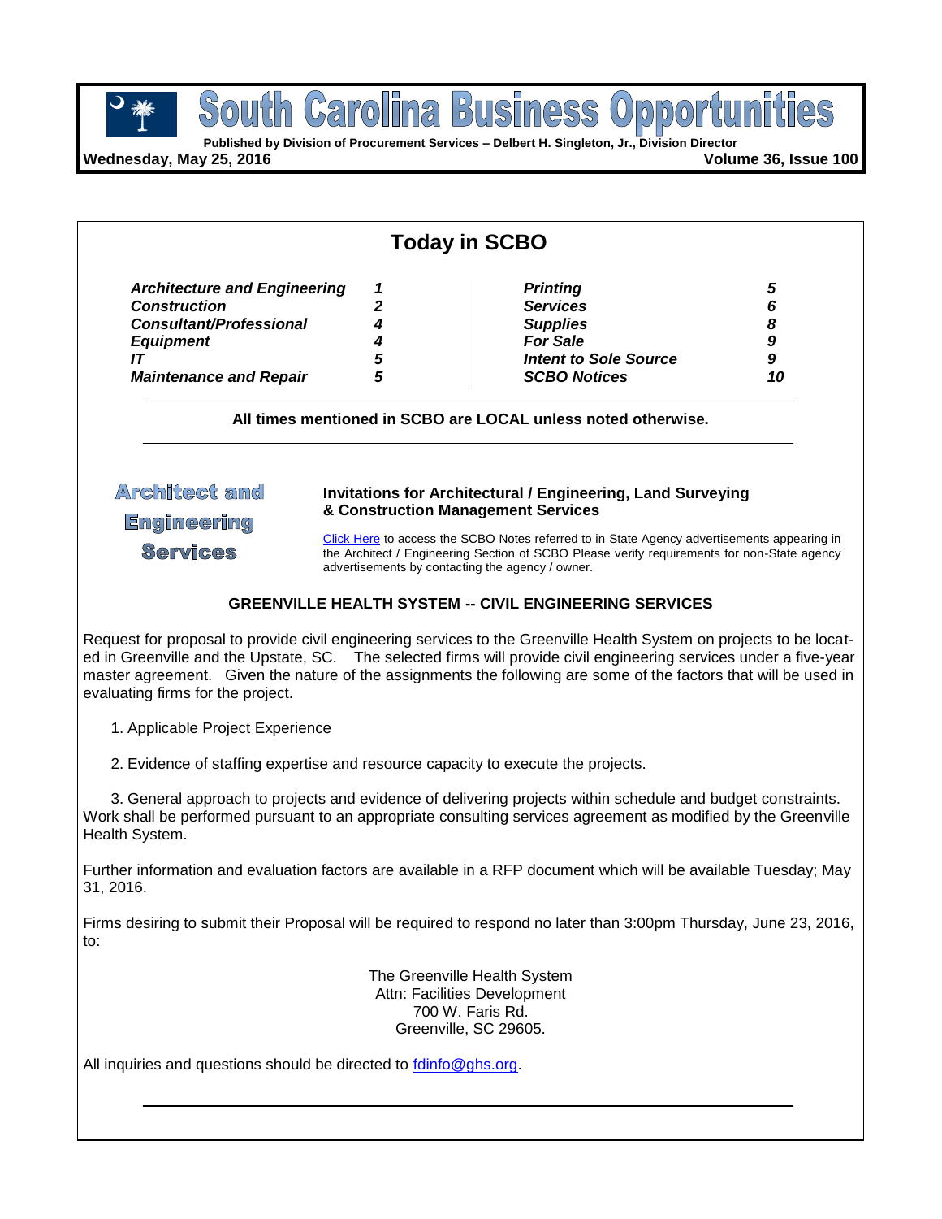# South Carolina Business Opportunities

**Published by Division of Procurement Services – Delbert H. Singleton, Jr., Division Director**

**Wednesday, May 25, 2016** **Volume 36, Issue 100**

## Today in SCBO

| | | | |
|---|---|---|---|
| ***Architecture and Engineering*** | ***1*** | ***Printing*** | ***5*** |
| ***Construction*** | ***2*** | ***Services*** | ***6*** |
| ***Consultant/Professional*** | ***4*** | ***Supplies*** | ***8*** |
| ***Equipment*** | ***4*** | ***For Sale*** | ***9*** |
| ***IT*** | ***5*** | ***Intent to Sole Source*** | ***9*** |
| ***Maintenance and Repair*** | ***5*** | ***SCBO Notices*** | ***10*** |

**All times mentioned in SCBO are LOCAL unless noted otherwise.**

## Architect and Engineering Services

**Invitations for Architectural / Engineering, Land Surveying & Construction Management Services**

Click Here to access the SCBO Notes referred to in State Agency advertisements appearing in the Architect / Engineering Section of SCBO Please verify requirements for non-State agency advertisements by contacting the agency / owner.

### GREENVILLE HEALTH SYSTEM -- CIVIL ENGINEERING SERVICES

Request for proposal to provide civil engineering services to the Greenville Health System on projects to be located in Greenville and the Upstate, SC. The selected firms will provide civil engineering services under a five-year master agreement. Given the nature of the assignments the following are some of the factors that will be used in evaluating firms for the project.

1. Applicable Project Experience

2. Evidence of staffing expertise and resource capacity to execute the projects.

3. General approach to projects and evidence of delivering projects within schedule and budget constraints. Work shall be performed pursuant to an appropriate consulting services agreement as modified by the Greenville Health System.

Further information and evaluation factors are available in a RFP document which will be available Tuesday; May 31, 2016.

Firms desiring to submit their Proposal will be required to respond no later than 3:00pm Thursday, June 23, 2016, to:

The Greenville Health System
Attn: Facilities Development
700 W. Faris Rd.
Greenville, SC 29605.

All inquiries and questions should be directed to fdinfo@ghs.org.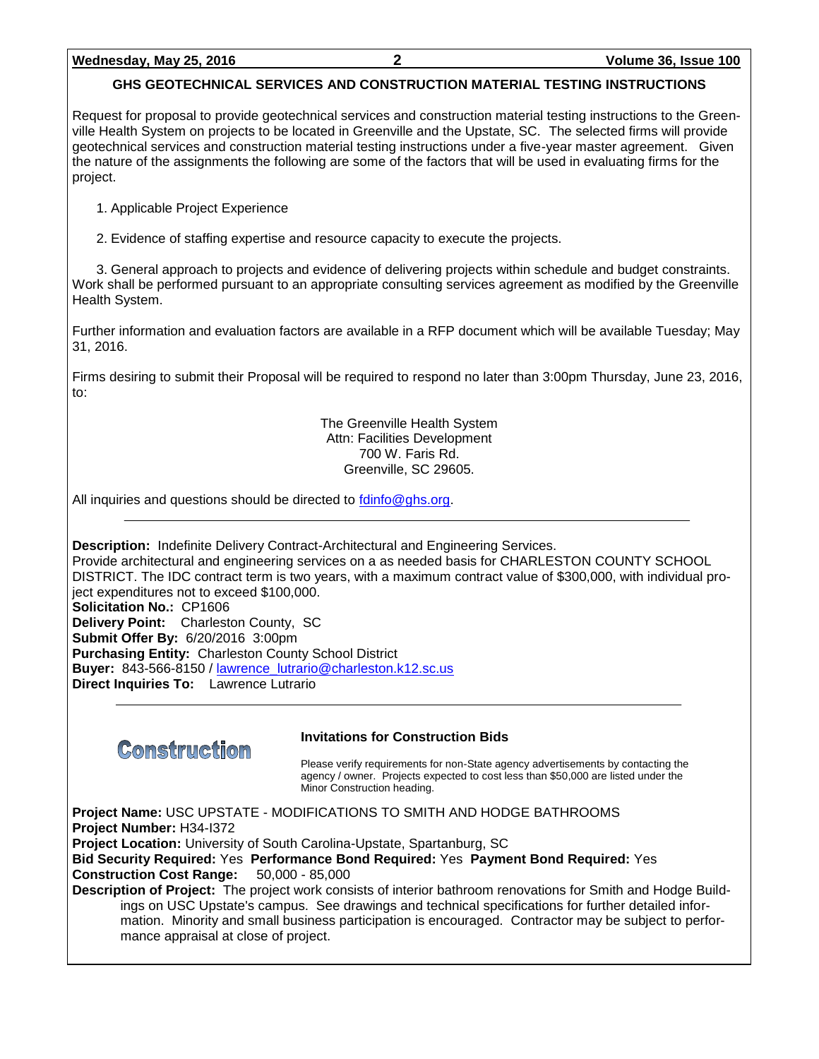## GHS GEOTECHNICAL SERVICES AND CONSTRUCTION MATERIAL TESTING INSTRUCTIONS

Request for proposal to provide geotechnical services and construction material testing instructions to the Greenville Health System on projects to be located in Greenville and the Upstate, SC. The selected firms will provide geotechnical services and construction material testing instructions under a five-year master agreement. Given the nature of the assignments the following are some of the factors that will be used in evaluating firms for the project.

1. Applicable Project Experience

2. Evidence of staffing expertise and resource capacity to execute the projects.

3. General approach to projects and evidence of delivering projects within schedule and budget constraints. Work shall be performed pursuant to an appropriate consulting services agreement as modified by the Greenville Health System.

Further information and evaluation factors are available in a RFP document which will be available Tuesday; May 31, 2016.

Firms desiring to submit their Proposal will be required to respond no later than 3:00pm Thursday, June 23, 2016, to:

The Greenville Health System
Attn: Facilities Development
700 W. Faris Rd.
Greenville, SC 29605.

All inquiries and questions should be directed to fdinfo@ghs.org.

---

**Description:** Indefinite Delivery Contract-Architectural and Engineering Services.
Provide architectural and engineering services on a as needed basis for CHARLESTON COUNTY SCHOOL DISTRICT. The IDC contract term is two years, with a maximum contract value of $300,000, with individual project expenditures not to exceed $100,000.
**Solicitation No.:** CP1606
**Delivery Point:** Charleston County, SC
**Submit Offer By:** 6/20/2016 3:00pm
**Purchasing Entity:** Charleston County School District
**Buyer:** 843-566-8150 / lawrence_lutrario@charleston.k12.sc.us
**Direct Inquiries To:** Lawrence Lutrario

---

# Construction

### Invitations for Construction Bids

Please verify requirements for non-State agency advertisements by contacting the agency / owner. Projects expected to cost less than $50,000 are listed under the Minor Construction heading.

**Project Name:** USC UPSTATE - MODIFICATIONS TO SMITH AND HODGE BATHROOMS
**Project Number:** H34-I372
**Project Location:** University of South Carolina-Upstate, Spartanburg, SC
**Bid Security Required:** Yes **Performance Bond Required:** Yes **Payment Bond Required:** Yes
**Construction Cost Range:** 50,000 - 85,000
**Description of Project:** The project work consists of interior bathroom renovations for Smith and Hodge Buildings on USC Upstate's campus. See drawings and technical specifications for further detailed information. Minority and small business participation is encouraged. Contractor may be subject to performance appraisal at close of project.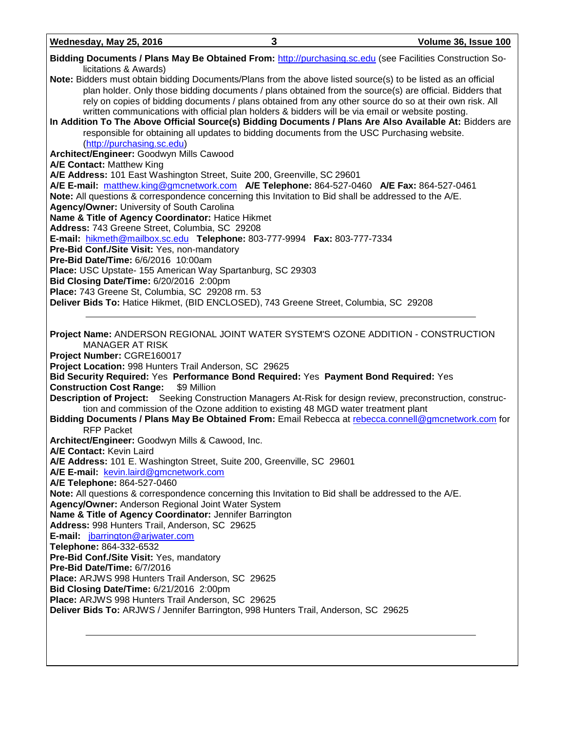**Bidding Documents / Plans May Be Obtained From:** http://purchasing.sc.edu (see Facilities Construction Solicitations & Awards)

**Note:** Bidders must obtain bidding Documents/Plans from the above listed source(s) to be listed as an official plan holder. Only those bidding documents / plans obtained from the source(s) are official. Bidders that rely on copies of bidding documents / plans obtained from any other source do so at their own risk. All written communications with official plan holders & bidders will be via email or website posting.

**In Addition To The Above Official Source(s) Bidding Documents / Plans Are Also Available At:** Bidders are responsible for obtaining all updates to bidding documents from the USC Purchasing website. (http://purchasing.sc.edu)

**Architect/Engineer:** Goodwyn Mills Cawood

**A/E Contact:** Matthew King

**A/E Address:** 101 East Washington Street, Suite 200, Greenville, SC 29601

**A/E E-mail:** matthew.king@gmcnetwork.com **A/E Telephone:** 864-527-0460 **A/E Fax:** 864-527-0461

**Note:** All questions & correspondence concerning this Invitation to Bid shall be addressed to the A/E.

**Agency/Owner:** University of South Carolina

**Name & Title of Agency Coordinator:** Hatice Hikmet

**Address:** 743 Greene Street, Columbia, SC 29208

**E-mail:** hikmeth@mailbox.sc.edu **Telephone:** 803-777-9994 **Fax:** 803-777-7334

**Pre-Bid Conf./Site Visit:** Yes, non-mandatory

**Pre-Bid Date/Time:** 6/6/2016 10:00am

**Place:** USC Upstate- 155 American Way Spartanburg, SC 29303

**Bid Closing Date/Time:** 6/20/2016 2:00pm

**Place:** 743 Greene St, Columbia, SC 29208 rm. 53

**Deliver Bids To:** Hatice Hikmet, (BID ENCLOSED), 743 Greene Street, Columbia, SC 29208

---

**Project Name:** ANDERSON REGIONAL JOINT WATER SYSTEM'S OZONE ADDITION - CONSTRUCTION MANAGER AT RISK

**Project Number:** CGRE160017

**Project Location:** 998 Hunters Trail Anderson, SC 29625

**Bid Security Required:** Yes **Performance Bond Required:** Yes **Payment Bond Required:** Yes

**Construction Cost Range:** $9 Million

**Description of Project:** Seeking Construction Managers At-Risk for design review, preconstruction, construction and commission of the Ozone addition to existing 48 MGD water treatment plant

**Bidding Documents / Plans May Be Obtained From:** Email Rebecca at rebecca.connell@gmcnetwork.com for RFP Packet

**Architect/Engineer:** Goodwyn Mills & Cawood, Inc.

**A/E Contact:** Kevin Laird

**A/E Address:** 101 E. Washington Street, Suite 200, Greenville, SC 29601

**A/E E-mail:** kevin.laird@gmcnetwork.com

**A/E Telephone:** 864-527-0460

**Note:** All questions & correspondence concerning this Invitation to Bid shall be addressed to the A/E.

**Agency/Owner:** Anderson Regional Joint Water System

**Name & Title of Agency Coordinator:** Jennifer Barrington

**Address:** 998 Hunters Trail, Anderson, SC 29625

**E-mail:** jbarrington@arjwater.com

**Telephone:** 864-332-6532

**Pre-Bid Conf./Site Visit:** Yes, mandatory

**Pre-Bid Date/Time:** 6/7/2016

**Place:** ARJWS 998 Hunters Trail Anderson, SC 29625

**Bid Closing Date/Time:** 6/21/2016 2:00pm

**Place:** ARJWS 998 Hunters Trail Anderson, SC 29625

**Deliver Bids To:** ARJWS / Jennifer Barrington, 998 Hunters Trail, Anderson, SC 29625

---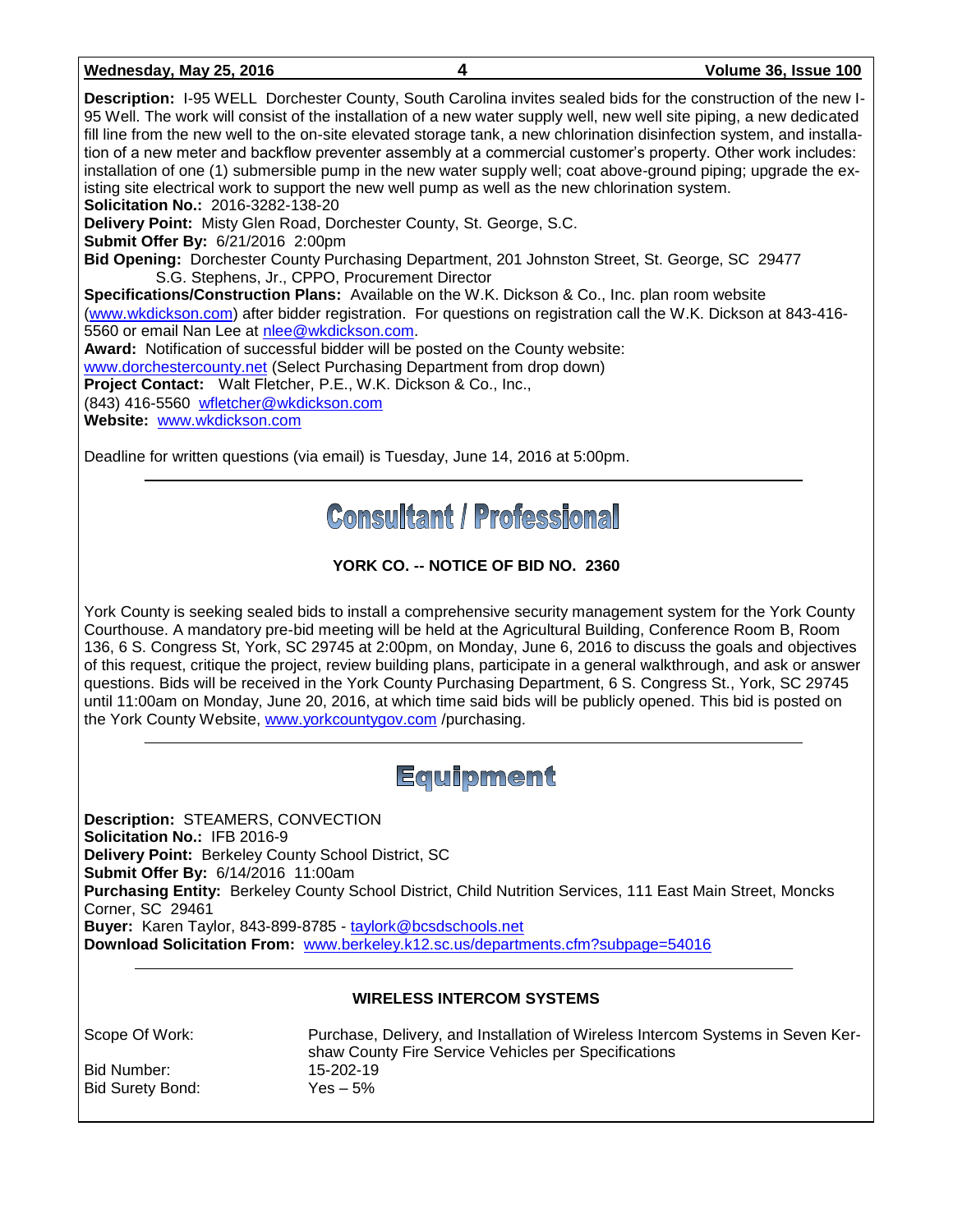**Description:** I-95 WELL Dorchester County, South Carolina invites sealed bids for the construction of the new I-95 Well. The work will consist of the installation of a new water supply well, new well site piping, a new dedicated fill line from the new well to the on-site elevated storage tank, a new chlorination disinfection system, and installation of a new meter and backflow preventer assembly at a commercial customer's property. Other work includes: installation of one (1) submersible pump in the new water supply well; coat above-ground piping; upgrade the existing site electrical work to support the new well pump as well as the new chlorination system.
**Solicitation No.:** 2016-3282-138-20
**Delivery Point:** Misty Glen Road, Dorchester County, St. George, S.C.
**Submit Offer By:** 6/21/2016 2:00pm
**Bid Opening:** Dorchester County Purchasing Department, 201 Johnston Street, St. George, SC 29477
S.G. Stephens, Jr., CPPO, Procurement Director
**Specifications/Construction Plans:** Available on the W.K. Dickson & Co., Inc. plan room website (www.wkdickson.com) after bidder registration. For questions on registration call the W.K. Dickson at 843-416-5560 or email Nan Lee at nlee@wkdickson.com.
**Award:** Notification of successful bidder will be posted on the County website: www.dorchestercounty.net (Select Purchasing Department from drop down)
**Project Contact:** Walt Fletcher, P.E., W.K. Dickson & Co., Inc., (843) 416-5560 wfletcher@wkdickson.com
**Website:** www.wkdickson.com

Deadline for written questions (via email) is Tuesday, June 14, 2016 at 5:00pm.

---

# Consultant / Professional

### YORK CO. -- NOTICE OF BID NO. 2360

York County is seeking sealed bids to install a comprehensive security management system for the York County Courthouse. A mandatory pre-bid meeting will be held at the Agricultural Building, Conference Room B, Room 136, 6 S. Congress St, York, SC 29745 at 2:00pm, on Monday, June 6, 2016 to discuss the goals and objectives of this request, critique the project, review building plans, participate in a general walkthrough, and ask or answer questions. Bids will be received in the York County Purchasing Department, 6 S. Congress St., York, SC 29745 until 11:00am on Monday, June 20, 2016, at which time said bids will be publicly opened. This bid is posted on the York County Website, www.yorkcountygov.com /purchasing.

---

# Equipment

**Description:** STEAMERS, CONVECTION
**Solicitation No.:** IFB 2016-9
**Delivery Point:** Berkeley County School District, SC
**Submit Offer By:** 6/14/2016 11:00am
**Purchasing Entity:** Berkeley County School District, Child Nutrition Services, 111 East Main Street, Moncks Corner, SC 29461
**Buyer:** Karen Taylor, 843-899-8785 - taylork@bcsdschools.net
**Download Solicitation From:** www.berkeley.k12.sc.us/departments.cfm?subpage=54016

---

### WIRELESS INTERCOM SYSTEMS

| | |
|---|---|
| Scope Of Work: | Purchase, Delivery, and Installation of Wireless Intercom Systems in Seven Kershaw County Fire Service Vehicles per Specifications |
| Bid Number: | 15-202-19 |
| Bid Surety Bond: | Yes – 5% |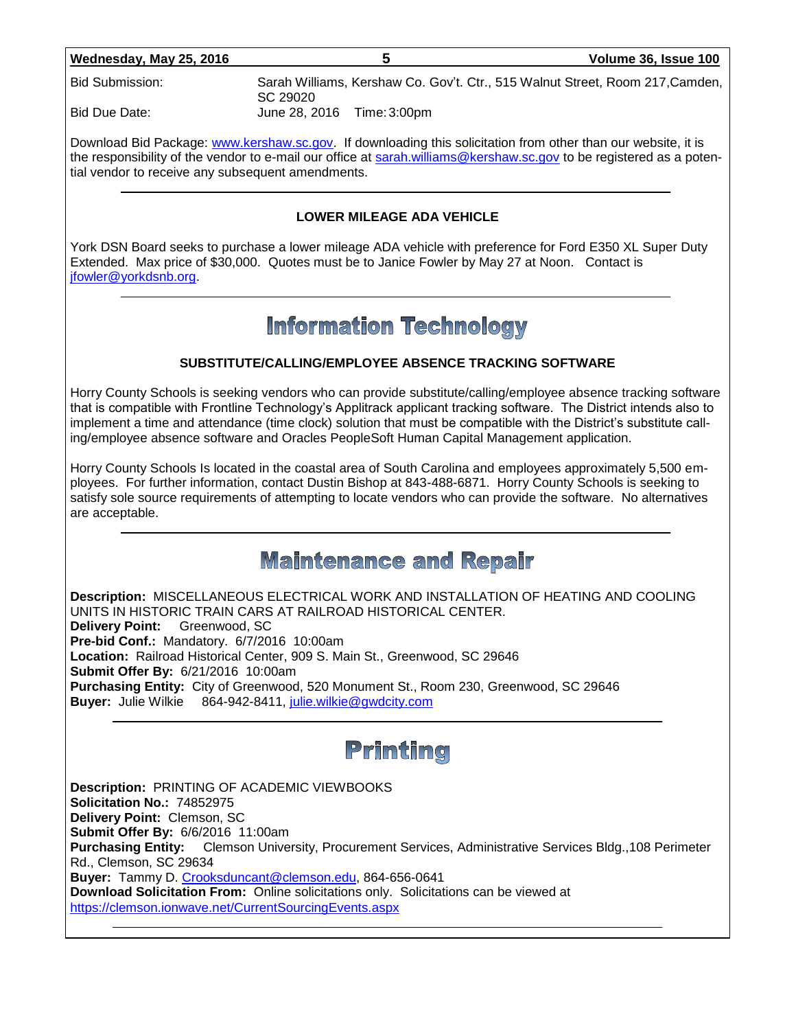Bid Submission: Sarah Williams, Kershaw Co. Gov't. Ctr., 515 Walnut Street, Room 217,Camden, SC 29020
Bid Due Date: June 28, 2016 Time: 3:00pm

Download Bid Package: www.kershaw.sc.gov. If downloading this solicitation from other than our website, it is the responsibility of the vendor to e-mail our office at sarah.williams@kershaw.sc.gov to be registered as a potential vendor to receive any subsequent amendments.

---

### LOWER MILEAGE ADA VEHICLE

York DSN Board seeks to purchase a lower mileage ADA vehicle with preference for Ford E350 XL Super Duty Extended. Max price of $30,000. Quotes must be to Janice Fowler by May 27 at Noon. Contact is jfowler@yorkdsnb.org.

---

## Information Technology

### SUBSTITUTE/CALLING/EMPLOYEE ABSENCE TRACKING SOFTWARE

Horry County Schools is seeking vendors who can provide substitute/calling/employee absence tracking software that is compatible with Frontline Technology's Applitrack applicant tracking software. The District intends also to implement a time and attendance (time clock) solution that must be compatible with the District's substitute calling/employee absence software and Oracles PeopleSoft Human Capital Management application.

Horry County Schools Is located in the coastal area of South Carolina and employees approximately 5,500 employees. For further information, contact Dustin Bishop at 843-488-6871. Horry County Schools is seeking to satisfy sole source requirements of attempting to locate vendors who can provide the software. No alternatives are acceptable.

---

## Maintenance and Repair

**Description:** MISCELLANEOUS ELECTRICAL WORK AND INSTALLATION OF HEATING AND COOLING UNITS IN HISTORIC TRAIN CARS AT RAILROAD HISTORICAL CENTER.
**Delivery Point:** Greenwood, SC
**Pre-bid Conf.:** Mandatory. 6/7/2016 10:00am
**Location:** Railroad Historical Center, 909 S. Main St., Greenwood, SC 29646
**Submit Offer By:** 6/21/2016 10:00am
**Purchasing Entity:** City of Greenwood, 520 Monument St., Room 230, Greenwood, SC 29646
**Buyer:** Julie Wilkie 864-942-8411, julie.wilkie@gwdcity.com

---

## Printing

**Description:** PRINTING OF ACADEMIC VIEWBOOKS
**Solicitation No.:** 74852975
**Delivery Point:** Clemson, SC
**Submit Offer By:** 6/6/2016 11:00am
**Purchasing Entity:** Clemson University, Procurement Services, Administrative Services Bldg.,108 Perimeter Rd., Clemson, SC 29634
**Buyer:** Tammy D. Crooksduncant@clemson.edu, 864-656-0641
**Download Solicitation From:** Online solicitations only. Solicitations can be viewed at https://clemson.ionwave.net/CurrentSourcingEvents.aspx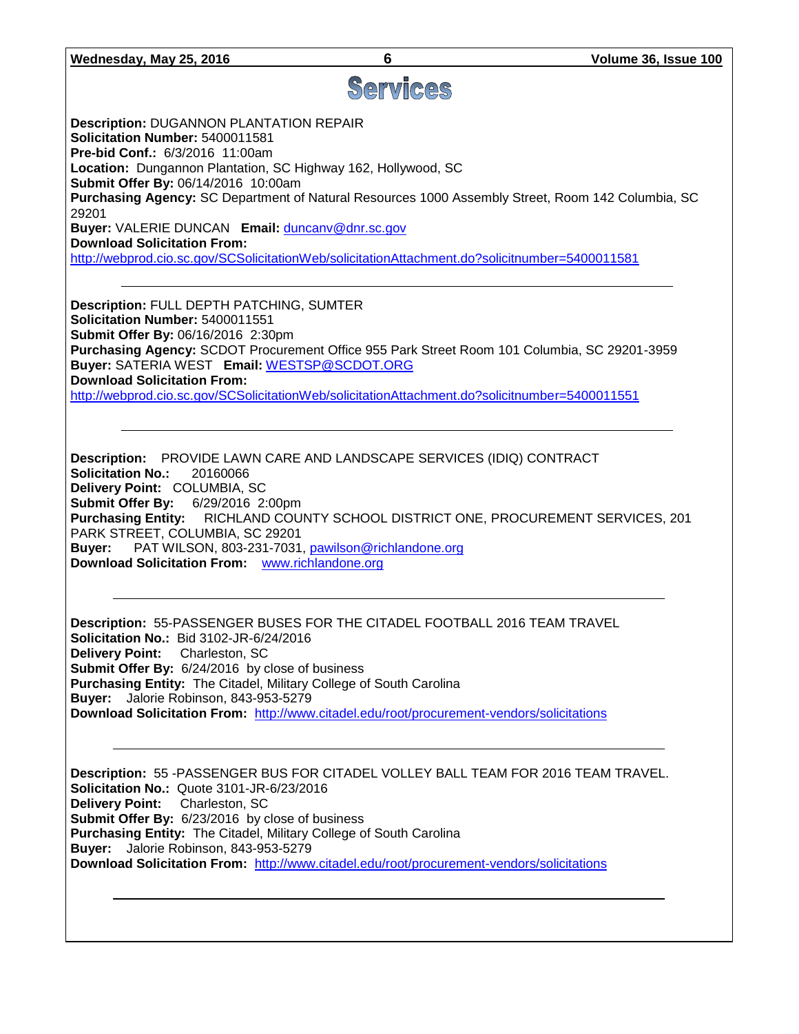# Services

**Description:** DUGANNON PLANTATION REPAIR
**Solicitation Number:** 5400011581
**Pre-bid Conf.:** 6/3/2016 11:00am
**Location:** Dungannon Plantation, SC Highway 162, Hollywood, SC
**Submit Offer By:** 06/14/2016 10:00am
**Purchasing Agency:** SC Department of Natural Resources 1000 Assembly Street, Room 142 Columbia, SC 29201
**Buyer:** VALERIE DUNCAN **Email:** duncanv@dnr.sc.gov
**Download Solicitation From:**
http://webprod.cio.sc.gov/SCSolicitationWeb/solicitationAttachment.do?solicitnumber=5400011581

---

**Description:** FULL DEPTH PATCHING, SUMTER
**Solicitation Number:** 5400011551
**Submit Offer By:** 06/16/2016 2:30pm
**Purchasing Agency:** SCDOT Procurement Office 955 Park Street Room 101 Columbia, SC 29201-3959
**Buyer:** SATERIA WEST **Email:** WESTSP@SCDOT.ORG
**Download Solicitation From:**
http://webprod.cio.sc.gov/SCSolicitationWeb/solicitationAttachment.do?solicitnumber=5400011551

---

**Description:** PROVIDE LAWN CARE AND LANDSCAPE SERVICES (IDIQ) CONTRACT
**Solicitation No.:** 20160066
**Delivery Point:** COLUMBIA, SC
**Submit Offer By:** 6/29/2016 2:00pm
**Purchasing Entity:** RICHLAND COUNTY SCHOOL DISTRICT ONE, PROCUREMENT SERVICES, 201 PARK STREET, COLUMBIA, SC 29201
**Buyer:** PAT WILSON, 803-231-7031, pawilson@richlandone.org
**Download Solicitation From:** www.richlandone.org

---

**Description:** 55-PASSENGER BUSES FOR THE CITADEL FOOTBALL 2016 TEAM TRAVEL
**Solicitation No.:** Bid 3102-JR-6/24/2016
**Delivery Point:** Charleston, SC
**Submit Offer By:** 6/24/2016 by close of business
**Purchasing Entity:** The Citadel, Military College of South Carolina
**Buyer:** Jalorie Robinson, 843-953-5279
**Download Solicitation From:** http://www.citadel.edu/root/procurement-vendors/solicitations

---

**Description:** 55 -PASSENGER BUS FOR CITADEL VOLLEY BALL TEAM FOR 2016 TEAM TRAVEL.
**Solicitation No.:** Quote 3101-JR-6/23/2016
**Delivery Point:** Charleston, SC
**Submit Offer By:** 6/23/2016 by close of business
**Purchasing Entity:** The Citadel, Military College of South Carolina
**Buyer:** Jalorie Robinson, 843-953-5279
**Download Solicitation From:** http://www.citadel.edu/root/procurement-vendors/solicitations

---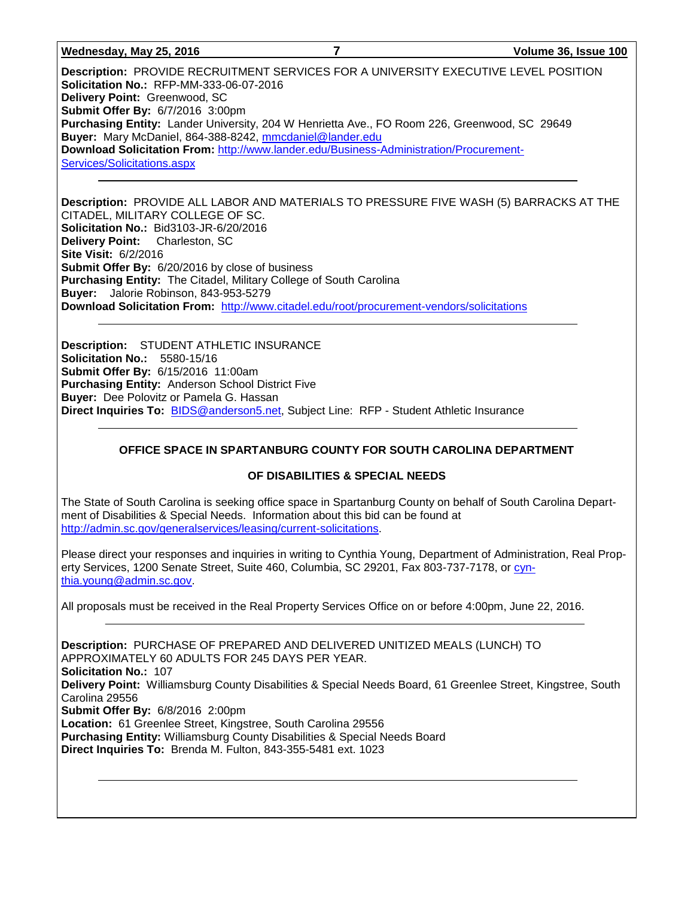**Description:** PROVIDE RECRUITMENT SERVICES FOR A UNIVERSITY EXECUTIVE LEVEL POSITION
**Solicitation No.:** RFP-MM-333-06-07-2016
**Delivery Point:** Greenwood, SC
**Submit Offer By:** 6/7/2016 3:00pm
**Purchasing Entity:** Lander University, 204 W Henrietta Ave., FO Room 226, Greenwood, SC 29649
**Buyer:** Mary McDaniel, 864-388-8242, mmcdaniel@lander.edu
**Download Solicitation From:** http://www.lander.edu/Business-Administration/Procurement-Services/Solicitations.aspx

---

**Description:** PROVIDE ALL LABOR AND MATERIALS TO PRESSURE FIVE WASH (5) BARRACKS AT THE CITADEL, MILITARY COLLEGE OF SC.
**Solicitation No.:** Bid3103-JR-6/20/2016
**Delivery Point:** Charleston, SC
**Site Visit:** 6/2/2016
**Submit Offer By:** 6/20/2016 by close of business
**Purchasing Entity:** The Citadel, Military College of South Carolina
**Buyer:** Jalorie Robinson, 843-953-5279
**Download Solicitation From:** http://www.citadel.edu/root/procurement-vendors/solicitations

---

**Description:** STUDENT ATHLETIC INSURANCE
**Solicitation No.:** 5580-15/16
**Submit Offer By:** 6/15/2016 11:00am
**Purchasing Entity:** Anderson School District Five
**Buyer:** Dee Polovitz or Pamela G. Hassan
**Direct Inquiries To:** BIDS@anderson5.net, Subject Line: RFP - Student Athletic Insurance

---

**OFFICE SPACE IN SPARTANBURG COUNTY FOR SOUTH CAROLINA DEPARTMENT OF DISABILITIES & SPECIAL NEEDS**

The State of South Carolina is seeking office space in Spartanburg County on behalf of South Carolina Department of Disabilities & Special Needs. Information about this bid can be found at http://admin.sc.gov/generalservices/leasing/current-solicitations.

Please direct your responses and inquiries in writing to Cynthia Young, Department of Administration, Real Property Services, 1200 Senate Street, Suite 460, Columbia, SC 29201, Fax 803-737-7178, or cynthia.young@admin.sc.gov.

All proposals must be received in the Real Property Services Office on or before 4:00pm, June 22, 2016.

---

**Description:** PURCHASE OF PREPARED AND DELIVERED UNITIZED MEALS (LUNCH) TO APPROXIMATELY 60 ADULTS FOR 245 DAYS PER YEAR.
**Solicitation No.:** 107
**Delivery Point:** Williamsburg County Disabilities & Special Needs Board, 61 Greenlee Street, Kingstree, South Carolina 29556
**Submit Offer By:** 6/8/2016 2:00pm
**Location:** 61 Greenlee Street, Kingstree, South Carolina 29556
**Purchasing Entity:** Williamsburg County Disabilities & Special Needs Board
**Direct Inquiries To:** Brenda M. Fulton, 843-355-5481 ext. 1023

---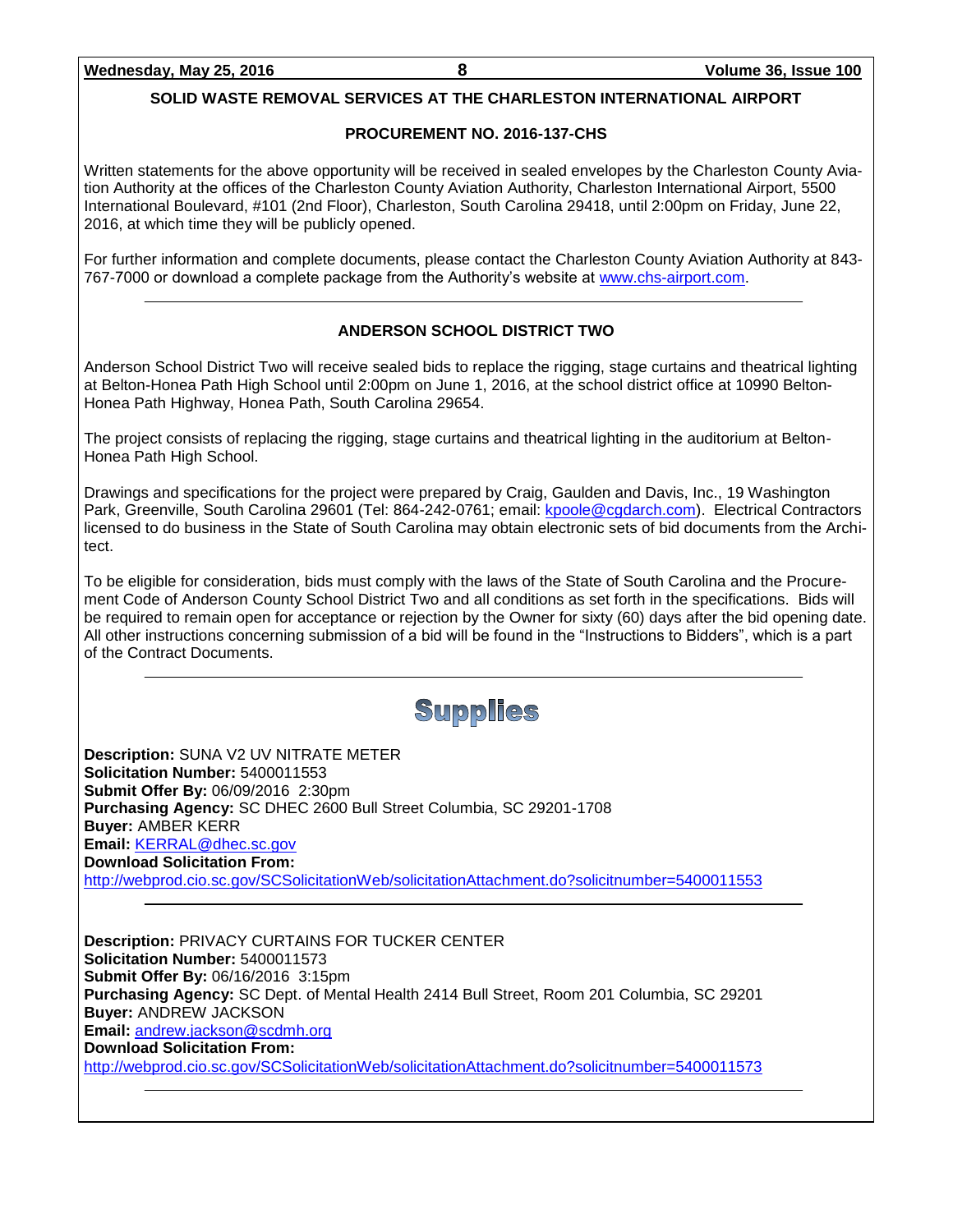## SOLID WASTE REMOVAL SERVICES AT THE CHARLESTON INTERNATIONAL AIRPORT

### PROCUREMENT NO. 2016-137-CHS

Written statements for the above opportunity will be received in sealed envelopes by the Charleston County Aviation Authority at the offices of the Charleston County Aviation Authority, Charleston International Airport, 5500 International Boulevard, #101 (2nd Floor), Charleston, South Carolina 29418, until 2:00pm on Friday, June 22, 2016, at which time they will be publicly opened.

For further information and complete documents, please contact the Charleston County Aviation Authority at 843-767-7000 or download a complete package from the Authority's website at www.chs-airport.com.

---

## ANDERSON SCHOOL DISTRICT TWO

Anderson School District Two will receive sealed bids to replace the rigging, stage curtains and theatrical lighting at Belton-Honea Path High School until 2:00pm on June 1, 2016, at the school district office at 10990 Belton-Honea Path Highway, Honea Path, South Carolina 29654.

The project consists of replacing the rigging, stage curtains and theatrical lighting in the auditorium at Belton-Honea Path High School.

Drawings and specifications for the project were prepared by Craig, Gaulden and Davis, Inc., 19 Washington Park, Greenville, South Carolina 29601 (Tel: 864-242-0761; email: kpoole@cgdarch.com). Electrical Contractors licensed to do business in the State of South Carolina may obtain electronic sets of bid documents from the Architect.

To be eligible for consideration, bids must comply with the laws of the State of South Carolina and the Procurement Code of Anderson County School District Two and all conditions as set forth in the specifications. Bids will be required to remain open for acceptance or rejection by the Owner for sixty (60) days after the bid opening date. All other instructions concerning submission of a bid will be found in the "Instructions to Bidders", which is a part of the Contract Documents.

---

# Supplies

**Description:** SUNA V2 UV NITRATE METER
**Solicitation Number:** 5400011553
**Submit Offer By:** 06/09/2016 2:30pm
**Purchasing Agency:** SC DHEC 2600 Bull Street Columbia, SC 29201-1708
**Buyer:** AMBER KERR
**Email:** KERRAL@dhec.sc.gov
**Download Solicitation From:**
http://webprod.cio.sc.gov/SCSolicitationWeb/solicitationAttachment.do?solicitnumber=5400011553

---

**Description:** PRIVACY CURTAINS FOR TUCKER CENTER
**Solicitation Number:** 5400011573
**Submit Offer By:** 06/16/2016 3:15pm
**Purchasing Agency:** SC Dept. of Mental Health 2414 Bull Street, Room 201 Columbia, SC 29201
**Buyer:** ANDREW JACKSON
**Email:** andrew.jackson@scdmh.org
**Download Solicitation From:**
http://webprod.cio.sc.gov/SCSolicitationWeb/solicitationAttachment.do?solicitnumber=5400011573

---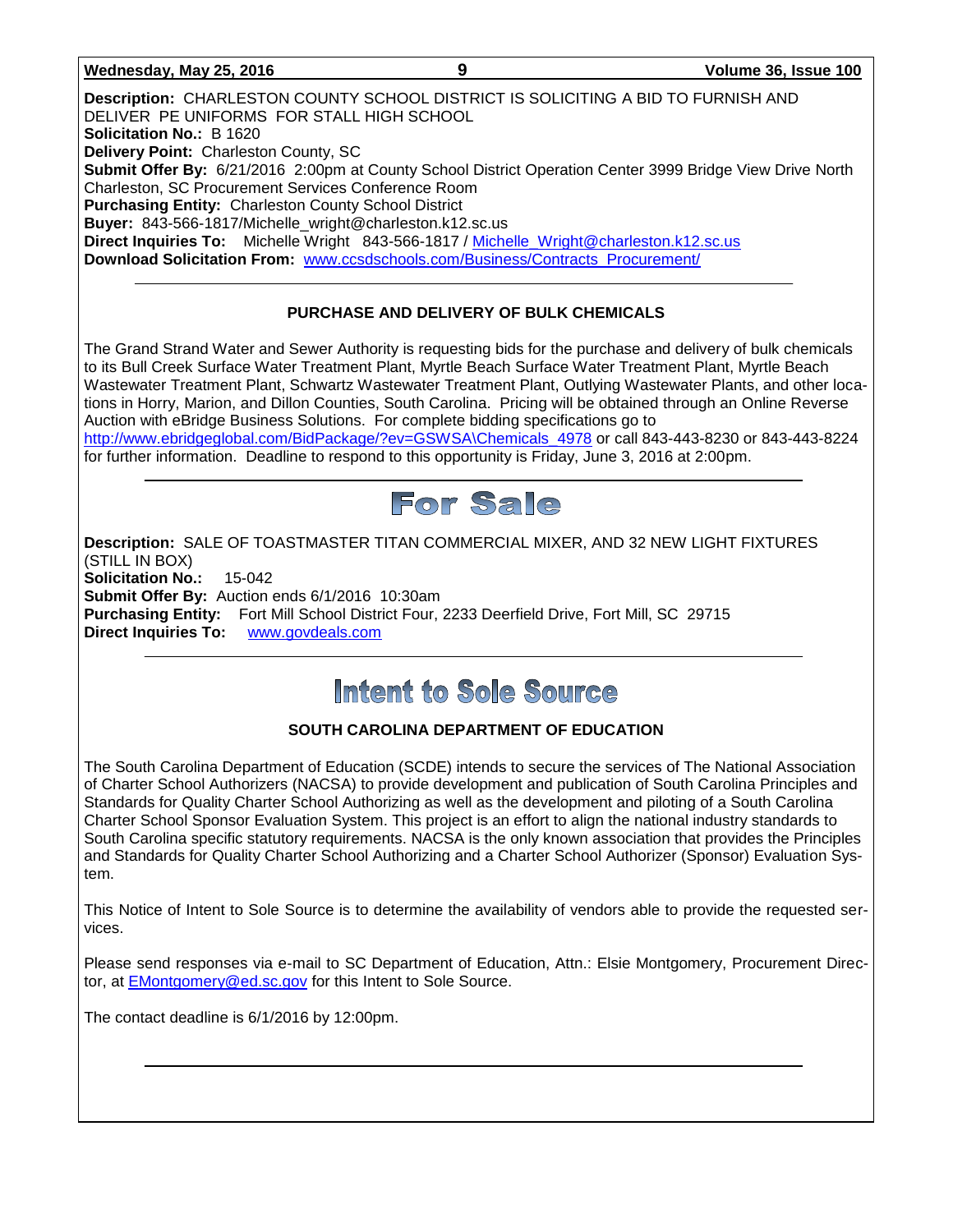**Description:** CHARLESTON COUNTY SCHOOL DISTRICT IS SOLICITING A BID TO FURNISH AND DELIVER PE UNIFORMS FOR STALL HIGH SCHOOL
**Solicitation No.:** B 1620
**Delivery Point:** Charleston County, SC
**Submit Offer By:** 6/21/2016 2:00pm at County School District Operation Center 3999 Bridge View Drive North Charleston, SC Procurement Services Conference Room
**Purchasing Entity:** Charleston County School District
**Buyer:** 843-566-1817/Michelle_wright@charleston.k12.sc.us
**Direct Inquiries To:** Michelle Wright 843-566-1817 / Michelle_Wright@charleston.k12.sc.us
**Download Solicitation From:** www.ccsdschools.com/Business/Contracts_Procurement/

---

### PURCHASE AND DELIVERY OF BULK CHEMICALS

The Grand Strand Water and Sewer Authority is requesting bids for the purchase and delivery of bulk chemicals to its Bull Creek Surface Water Treatment Plant, Myrtle Beach Surface Water Treatment Plant, Myrtle Beach Wastewater Treatment Plant, Schwartz Wastewater Treatment Plant, Outlying Wastewater Plants, and other locations in Horry, Marion, and Dillon Counties, South Carolina. Pricing will be obtained through an Online Reverse Auction with eBridge Business Solutions. For complete bidding specifications go to http://www.ebridgeglobal.com/BidPackage/?ev=GSWSA\Chemicals_4978 or call 843-443-8230 or 843-443-8224 for further information. Deadline to respond to this opportunity is Friday, June 3, 2016 at 2:00pm.

---

## For Sale

**Description:** SALE OF TOASTMASTER TITAN COMMERCIAL MIXER, AND 32 NEW LIGHT FIXTURES (STILL IN BOX)
**Solicitation No.:** 15-042
**Submit Offer By:** Auction ends 6/1/2016 10:30am
**Purchasing Entity:** Fort Mill School District Four, 2233 Deerfield Drive, Fort Mill, SC 29715
**Direct Inquiries To:** www.govdeals.com

---

## Intent to Sole Source

### SOUTH CAROLINA DEPARTMENT OF EDUCATION

The South Carolina Department of Education (SCDE) intends to secure the services of The National Association of Charter School Authorizers (NACSA) to provide development and publication of South Carolina Principles and Standards for Quality Charter School Authorizing as well as the development and piloting of a South Carolina Charter School Sponsor Evaluation System. This project is an effort to align the national industry standards to South Carolina specific statutory requirements. NACSA is the only known association that provides the Principles and Standards for Quality Charter School Authorizing and a Charter School Authorizer (Sponsor) Evaluation System.

This Notice of Intent to Sole Source is to determine the availability of vendors able to provide the requested services.

Please send responses via e-mail to SC Department of Education, Attn.: Elsie Montgomery, Procurement Director, at EMontgomery@ed.sc.gov for this Intent to Sole Source.

The contact deadline is 6/1/2016 by 12:00pm.

---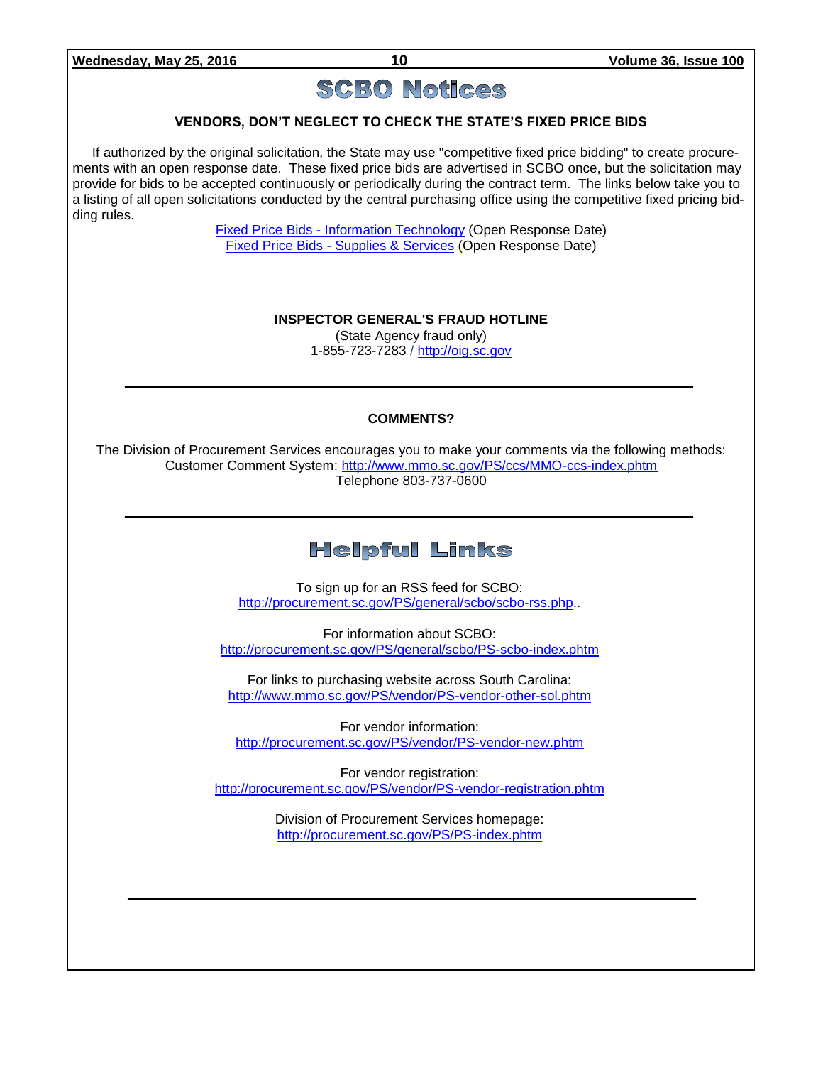# SCBO Notices

### VENDORS, DON'T NEGLECT TO CHECK THE STATE'S FIXED PRICE BIDS

If authorized by the original solicitation, the State may use "competitive fixed price bidding" to create procurements with an open response date. These fixed price bids are advertised in SCBO once, but the solicitation may provide for bids to be accepted continuously or periodically during the contract term. The links below take you to a listing of all open solicitations conducted by the central purchasing office using the competitive fixed pricing bidding rules.

Fixed Price Bids - Information Technology (Open Response Date)
Fixed Price Bids - Supplies & Services (Open Response Date)

---

### INSPECTOR GENERAL'S FRAUD HOTLINE

(State Agency fraud only)
1-855-723-7283 / http://oig.sc.gov

---

### COMMENTS?

The Division of Procurement Services encourages you to make your comments via the following methods:
Customer Comment System: http://www.mmo.sc.gov/PS/ccs/MMO-ccs-index.phtm
Telephone 803-737-0600

---

# Helpful Links

To sign up for an RSS feed for SCBO:
http://procurement.sc.gov/PS/general/scbo/scbo-rss.php..

For information about SCBO:
http://procurement.sc.gov/PS/general/scbo/PS-scbo-index.phtm

For links to purchasing website across South Carolina:
http://www.mmo.sc.gov/PS/vendor/PS-vendor-other-sol.phtm

For vendor information:
http://procurement.sc.gov/PS/vendor/PS-vendor-new.phtm

For vendor registration:
http://procurement.sc.gov/PS/vendor/PS-vendor-registration.phtm

Division of Procurement Services homepage:
http://procurement.sc.gov/PS/PS-index.phtm

---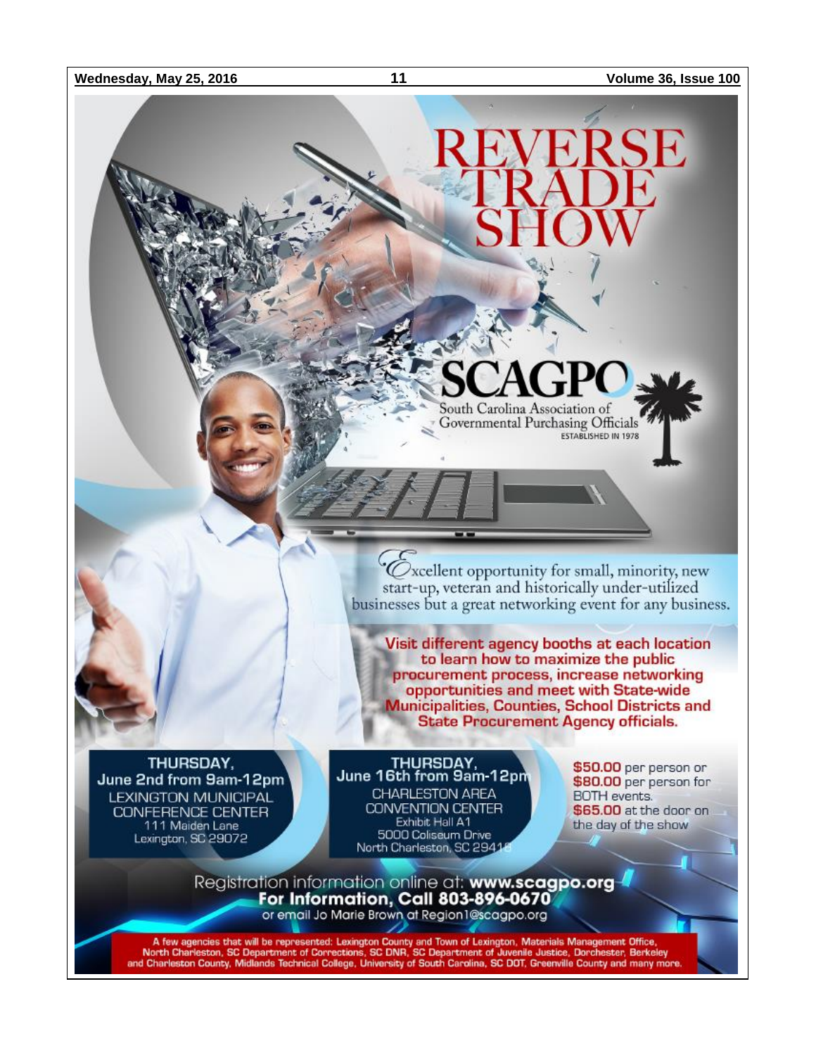# REVERSE TRADE SHOW

## SCAGPO

South Carolina Association of Governmental Purchasing Officials

ESTABLISHED IN 1978

Excellent opportunity for small, minority, new start-up, veteran and historically under-utilized businesses but a great networking event for any business.

**Visit different agency booths at each location to learn how to maximize the public procurement process, increase networking opportunities and meet with State-wide Municipalities, Counties, School Districts and State Procurement Agency officials.**

**THURSDAY,**
**June 2nd from 9am-12pm**
LEXINGTON MUNICIPAL CONFERENCE CENTER
111 Maiden Lane
Lexington, SC 29072

**THURSDAY,**
**June 16th from 9am-12pm**
CHARLESTON AREA CONVENTION CENTER
Exhibit Hall A1
5000 Coliseum Drive
North Charleston, SC 29418

**$50.00** per person or **$80.00** per person for BOTH events.
**$65.00** at the door on the day of the show

Registration information online at: **www.scagpo.org**

**For Information, Call 803-896-0670**

or email Jo Marie Brown at Region1@scagpo.org

A few agencies that will be represented: Lexington County and Town of Lexington, Materials Management Office, North Charleston, SC Department of Corrections, SC DNR, SC Department of Juvenile Justice, Dorchester, Berkeley and Charleston County, Midlands Technical College, University of South Carolina, SC DOT, Greenville County and many more.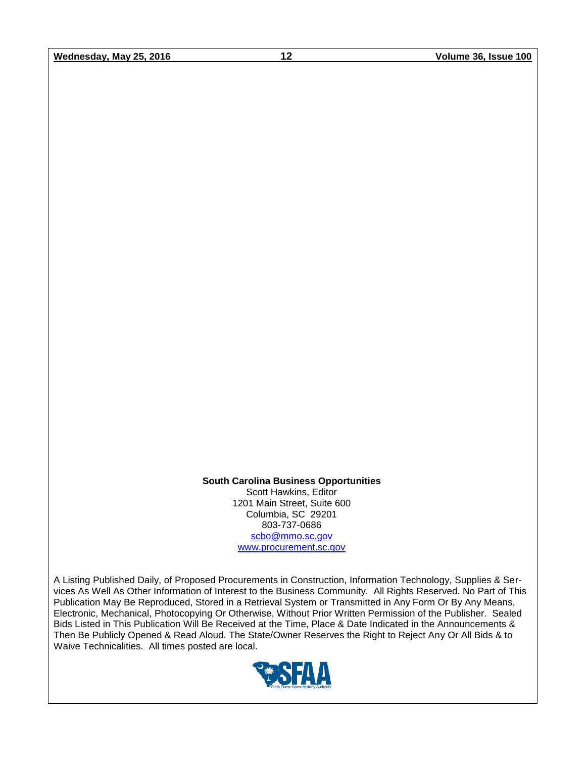**South Carolina Business Opportunities**
Scott Hawkins, Editor
1201 Main Street, Suite 600
Columbia, SC 29201
803-737-0686
scbo@mmo.sc.gov
www.procurement.sc.gov

A Listing Published Daily, of Proposed Procurements in Construction, Information Technology, Supplies & Services As Well As Other Information of Interest to the Business Community. All Rights Reserved. No Part of This Publication May Be Reproduced, Stored in a Retrieval System or Transmitted in Any Form Or By Any Means, Electronic, Mechanical, Photocopying Or Otherwise, Without Prior Written Permission of the Publisher. Sealed Bids Listed in This Publication Will Be Received at the Time, Place & Date Indicated in the Announcements & Then Be Publicly Opened & Read Aloud. The State/Owner Reserves the Right to Reject Any Or All Bids & to Waive Technicalities. All times posted are local.

SFAA
State Fiscal Accountability Authority